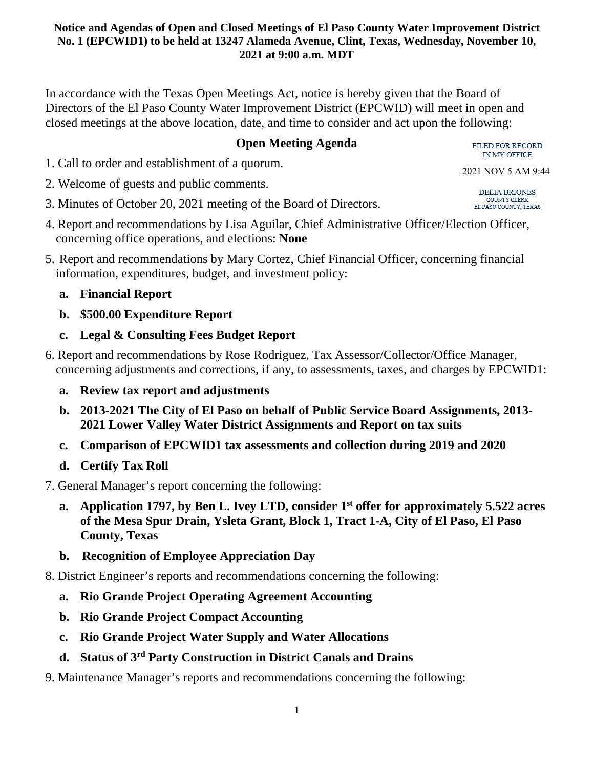**Notice and Agendas of Open and Closed Meetings of El Paso County Water Improvement District No. 1 (EPCWID1) to be held at 13247 Alameda Avenue, Clint, Texas, Wednesday, November 10, 2021 at 9:00 a.m. MDT**

In accordance with the Texas Open Meetings Act, notice is hereby given that the Board of Directors of the El Paso County Water Improvement District (EPCWID) will meet in open and closed meetings at the above location, date, and time to consider and act upon the following:

FILED FOR RECORD IN MY OFFICE

2021 NOV 5 AM 9:44

DELIA BRIONES
COUNTY CLERK
EL PASO COUNTY, TEXAS

## Open Meeting Agenda

1. Call to order and establishment of a quorum.
2. Welcome of guests and public comments.
3. Minutes of October 20, 2021 meeting of the Board of Directors.
4. Report and recommendations by Lisa Aguilar, Chief Administrative Officer/Election Officer, concerning office operations, and elections: **None**
5. Report and recommendations by Mary Cortez, Chief Financial Officer, concerning financial information, expenditures, budget, and investment policy:
   - **a. Financial Report**
   - **b. $500.00 Expenditure Report**
   - **c. Legal & Consulting Fees Budget Report**
6. Report and recommendations by Rose Rodriguez, Tax Assessor/Collector/Office Manager, concerning adjustments and corrections, if any, to assessments, taxes, and charges by EPCWID1:
   - **a. Review tax report and adjustments**
   - **b. 2013-2021 The City of El Paso on behalf of Public Service Board Assignments, 2013-2021 Lower Valley Water District Assignments and Report on tax suits**
   - **c. Comparison of EPCWID1 tax assessments and collection during 2019 and 2020**
   - **d. Certify Tax Roll**
7. General Manager's report concerning the following:
   - **a. Application 1797, by Ben L. Ivey LTD, consider 1st offer for approximately 5.522 acres of the Mesa Spur Drain, Ysleta Grant, Block 1, Tract 1-A, City of El Paso, El Paso County, Texas**
   - **b. Recognition of Employee Appreciation Day**
8. District Engineer's reports and recommendations concerning the following:
   - **a. Rio Grande Project Operating Agreement Accounting**
   - **b. Rio Grande Project Compact Accounting**
   - **c. Rio Grande Project Water Supply and Water Allocations**
   - **d. Status of 3rd Party Construction in District Canals and Drains**
9. Maintenance Manager's reports and recommendations concerning the following: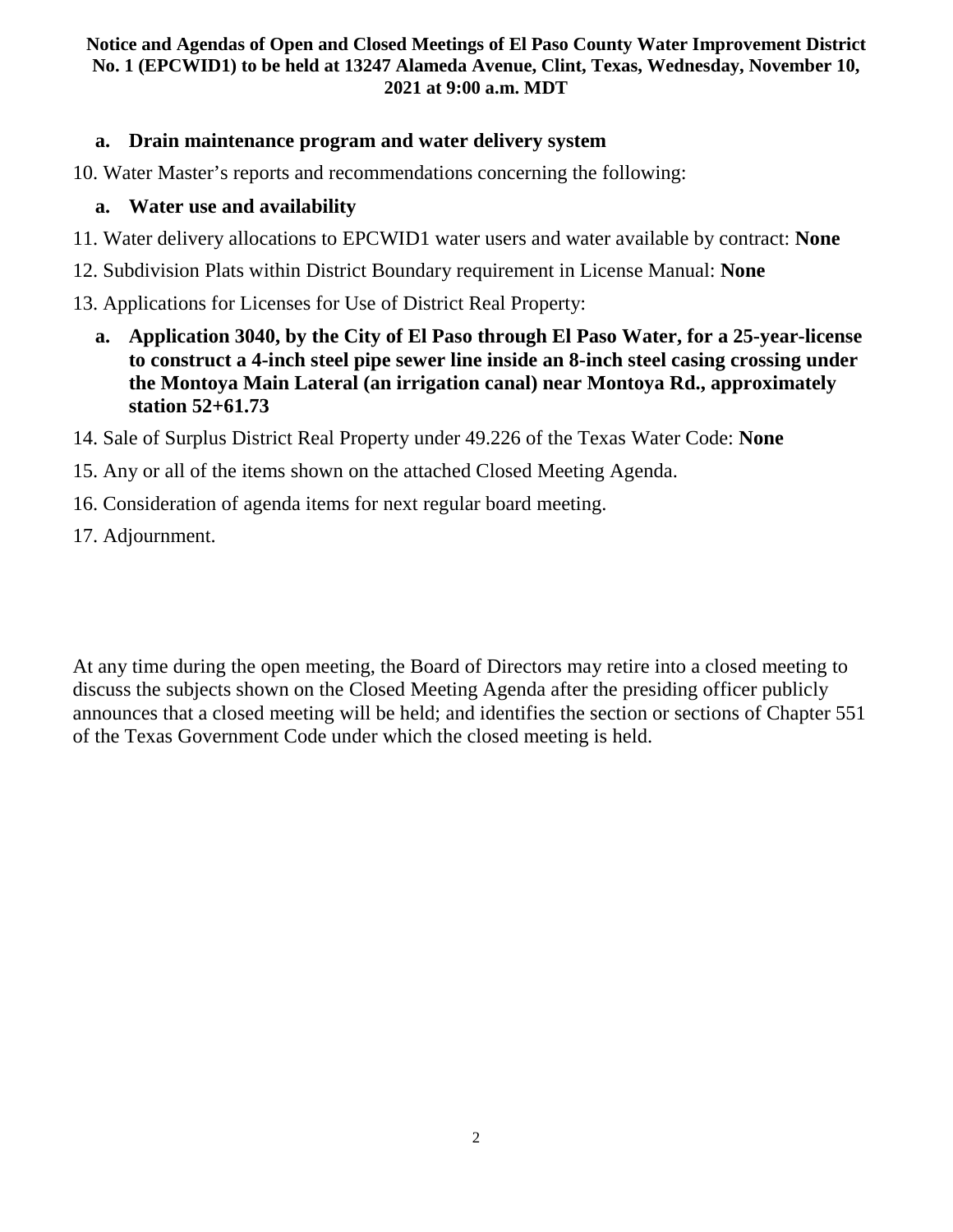**a. Drain maintenance program and water delivery system**

10. Water Master's reports and recommendations concerning the following:

    **a. Water use and availability**

11. Water delivery allocations to EPCWID1 water users and water available by contract: **None**
12. Subdivision Plats within District Boundary requirement in License Manual: **None**
13. Applications for Licenses for Use of District Real Property:

    **a. Application 3040, by the City of El Paso through El Paso Water, for a 25-year-license to construct a 4-inch steel pipe sewer line inside an 8-inch steel casing crossing under the Montoya Main Lateral (an irrigation canal) near Montoya Rd., approximately station 52+61.73**

14. Sale of Surplus District Real Property under 49.226 of the Texas Water Code: **None**
15. Any or all of the items shown on the attached Closed Meeting Agenda.
16. Consideration of agenda items for next regular board meeting.
17. Adjournment.

At any time during the open meeting, the Board of Directors may retire into a closed meeting to discuss the subjects shown on the Closed Meeting Agenda after the presiding officer publicly announces that a closed meeting will be held; and identifies the section or sections of Chapter 551 of the Texas Government Code under which the closed meeting is held.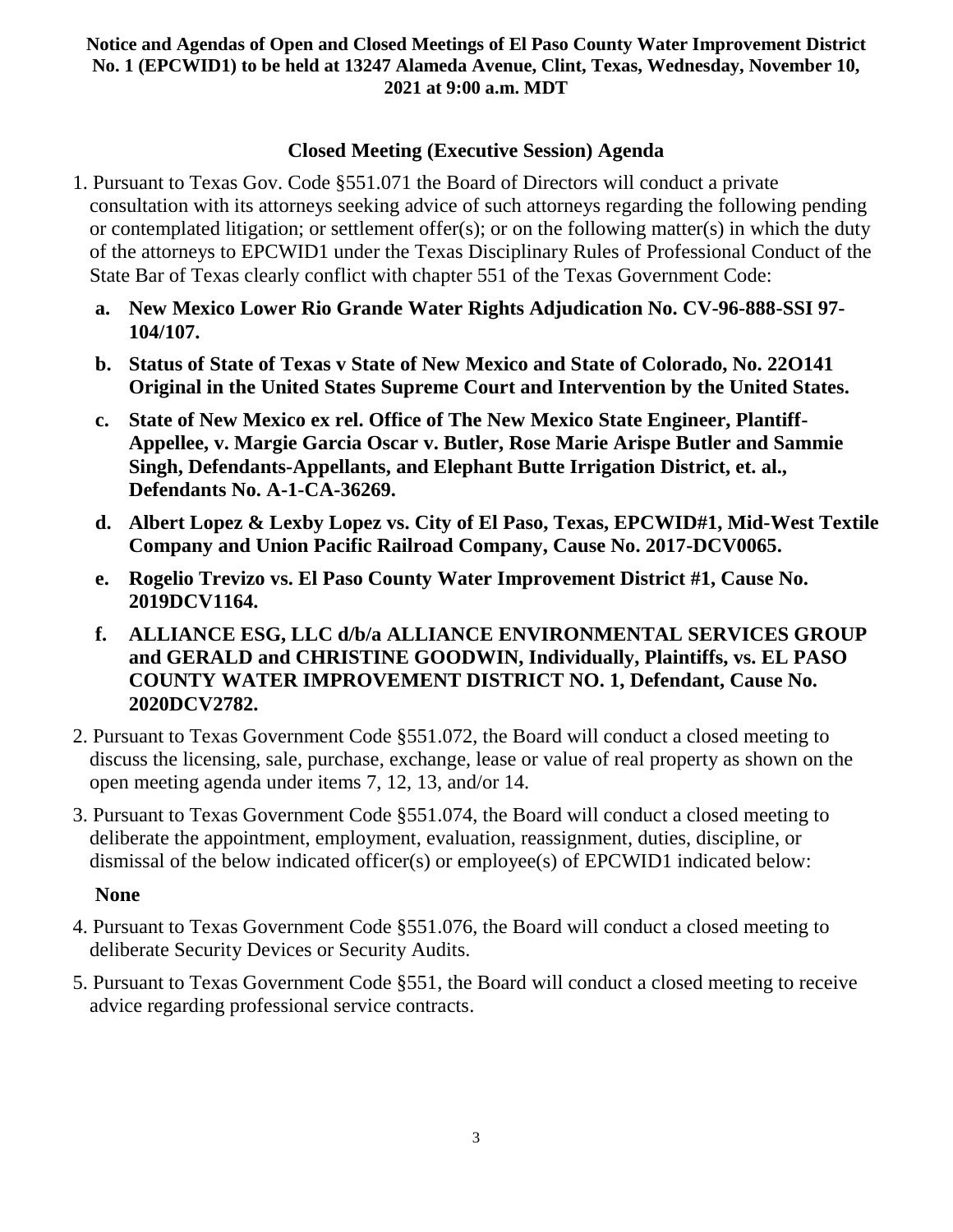**Notice and Agendas of Open and Closed Meetings of El Paso County Water Improvement District No. 1 (EPCWID1) to be held at 13247 Alameda Avenue, Clint, Texas, Wednesday, November 10, 2021 at 9:00 a.m. MDT**

## Closed Meeting (Executive Session) Agenda

1. Pursuant to Texas Gov. Code §551.071 the Board of Directors will conduct a private consultation with its attorneys seeking advice of such attorneys regarding the following pending or contemplated litigation; or settlement offer(s); or on the following matter(s) in which the duty of the attorneys to EPCWID1 under the Texas Disciplinary Rules of Professional Conduct of the State Bar of Texas clearly conflict with chapter 551 of the Texas Government Code:
   - **a. New Mexico Lower Rio Grande Water Rights Adjudication No. CV-96-888-SSI 97-104/107.**
   - **b. Status of State of Texas v State of New Mexico and State of Colorado, No. 22O141 Original in the United States Supreme Court and Intervention by the United States.**
   - **c. State of New Mexico ex rel. Office of The New Mexico State Engineer, Plantiff-Appellee, v. Margie Garcia Oscar v. Butler, Rose Marie Arispe Butler and Sammie Singh, Defendants-Appellants, and Elephant Butte Irrigation District, et. al., Defendants No. A-1-CA-36269.**
   - **d. Albert Lopez & Lexby Lopez vs. City of El Paso, Texas, EPCWID#1, Mid-West Textile Company and Union Pacific Railroad Company, Cause No. 2017-DCV0065.**
   - **e. Rogelio Trevizo vs. El Paso County Water Improvement District #1, Cause No. 2019DCV1164.**
   - **f. ALLIANCE ESG, LLC d/b/a ALLIANCE ENVIRONMENTAL SERVICES GROUP and GERALD and CHRISTINE GOODWIN, Individually, Plaintiffs, vs. EL PASO COUNTY WATER IMPROVEMENT DISTRICT NO. 1, Defendant, Cause No. 2020DCV2782.**
2. Pursuant to Texas Government Code §551.072, the Board will conduct a closed meeting to discuss the licensing, sale, purchase, exchange, lease or value of real property as shown on the open meeting agenda under items 7, 12, 13, and/or 14.
3. Pursuant to Texas Government Code §551.074, the Board will conduct a closed meeting to deliberate the appointment, employment, evaluation, reassignment, duties, discipline, or dismissal of the below indicated officer(s) or employee(s) of EPCWID1 indicated below:

   **None**
4. Pursuant to Texas Government Code §551.076, the Board will conduct a closed meeting to deliberate Security Devices or Security Audits.
5. Pursuant to Texas Government Code §551, the Board will conduct a closed meeting to receive advice regarding professional service contracts.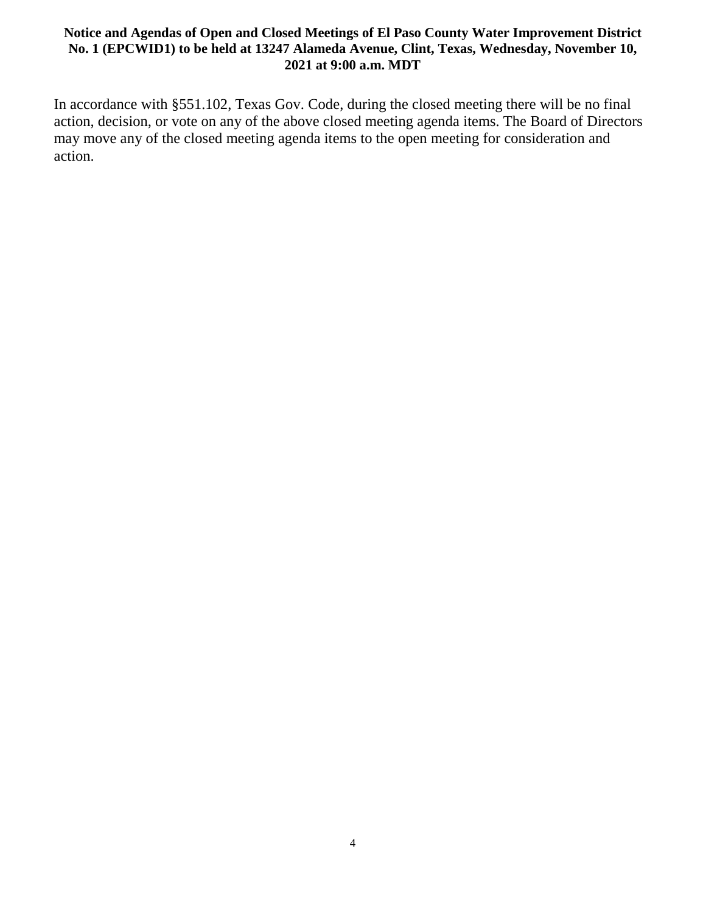In accordance with §551.102, Texas Gov. Code, during the closed meeting there will be no final action, decision, or vote on any of the above closed meeting agenda items. The Board of Directors may move any of the closed meeting agenda items to the open meeting for consideration and action.